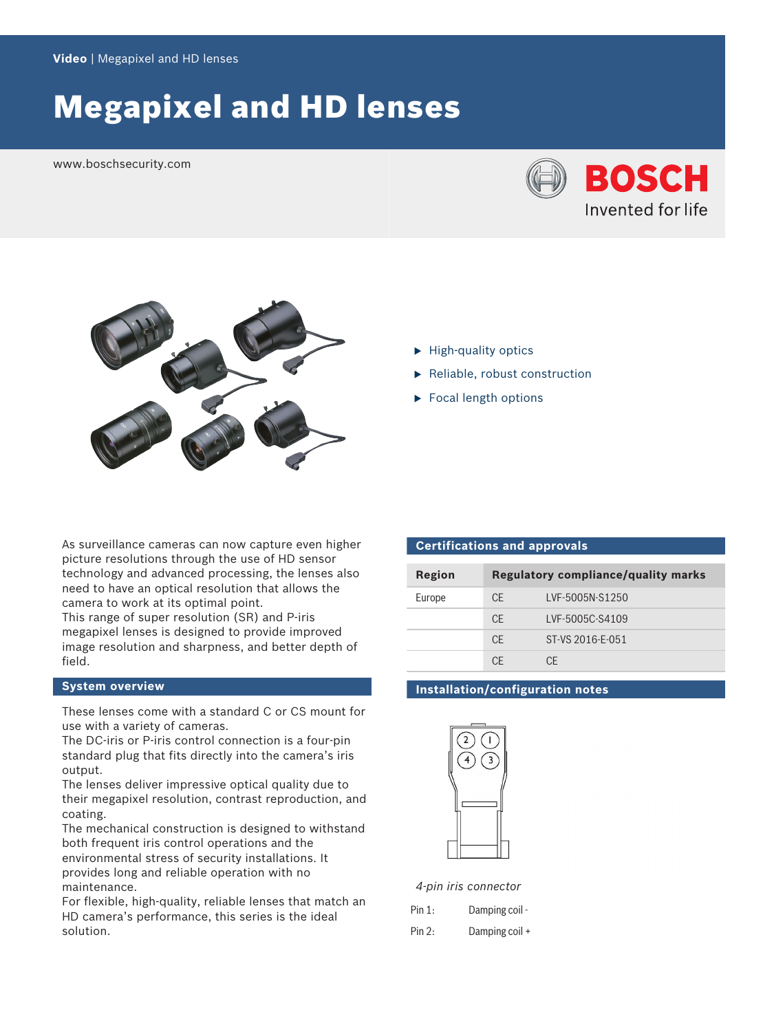Video | Megapixel and HD lenses

# Megapixel and HD lenses

www.boschsecurity.com

- High-quality optics
- Reliable, robust construction
- Focal length options

As surveillance cameras can now capture even higher picture resolutions through the use of HD sensor technology and advanced processing, the lenses also need to have an optical resolution that allows the camera to work at its optimal point.
This range of super resolution (SR) and P-iris megapixel lenses is designed to provide improved image resolution and sharpness, and better depth of field.

## System overview

These lenses come with a standard C or CS mount for use with a variety of cameras.
The DC-iris or P-iris control connection is a four-pin standard plug that fits directly into the camera's iris output.
The lenses deliver impressive optical quality due to their megapixel resolution, contrast reproduction, and coating.
The mechanical construction is designed to withstand both frequent iris control operations and the environmental stress of security installations. It provides long and reliable operation with no maintenance.
For flexible, high-quality, reliable lenses that match an HD camera's performance, this series is the ideal solution.

## Certifications and approvals

| Region | Regulatory compliance/quality marks | |
|---|---|---|
| Europe | CE | LVF-5005N-S1250 |
| | CE | LVF-5005C-S4109 |
| | CE | ST-VS 2016-E-051 |
| | CE | CE |

## Installation/configuration notes

*4-pin iris connector*

| | |
|---|---|
| Pin 1: | Damping coil - |
| Pin 2: | Damping coil + |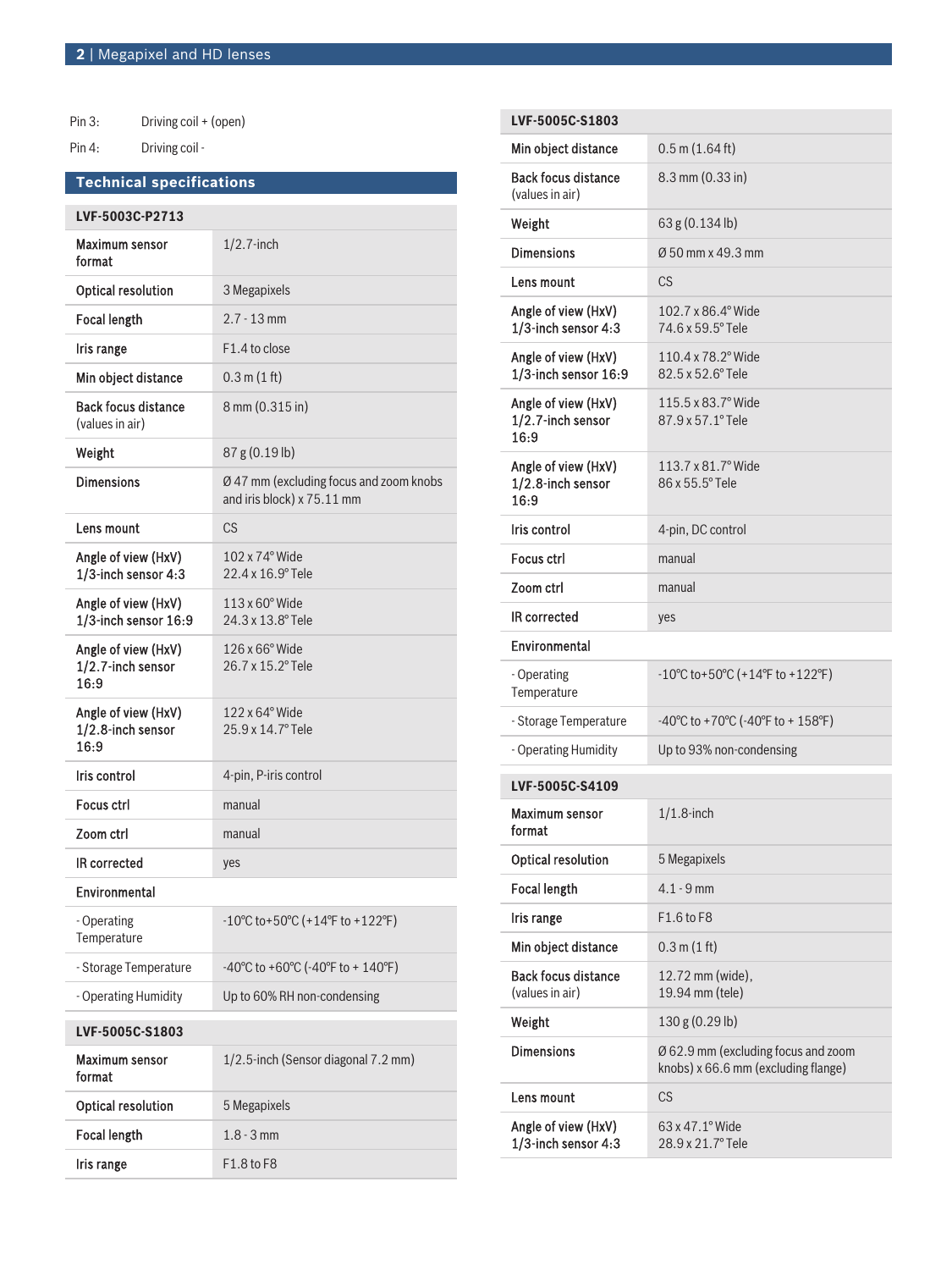Pin 3: Driving coil + (open)

Pin 4: Driving coil -

## Technical specifications

| LVF-5003C-P2713 | |
|---|---|
| Maximum sensor format | 1/2.7-inch |
| Optical resolution | 3 Megapixels |
| Focal length | 2.7 - 13 mm |
| Iris range | F1.4 to close |
| Min object distance | 0.3 m (1 ft) |
| Back focus distance (values in air) | 8 mm (0.315 in) |
| Weight | 87 g (0.19 lb) |
| Dimensions | Ø 47 mm (excluding focus and zoom knobs and iris block) x 75.11 mm |
| Lens mount | CS |
| Angle of view (HxV) 1/3-inch sensor 4:3 | 102 x 74° Wide<br>22.4 x 16.9° Tele |
| Angle of view (HxV) 1/3-inch sensor 16:9 | 113 x 60° Wide<br>24.3 x 13.8° Tele |
| Angle of view (HxV) 1/2.7-inch sensor 16:9 | 126 x 66° Wide<br>26.7 x 15.2° Tele |
| Angle of view (HxV) 1/2.8-inch sensor 16:9 | 122 x 64° Wide<br>25.9 x 14.7° Tele |
| Iris control | 4-pin, P-iris control |
| Focus ctrl | manual |
| Zoom ctrl | manual |
| IR corrected | yes |
| Environmental | |
| - Operating Temperature | -10°C to+50°C (+14°F to +122°F) |
| - Storage Temperature | -40°C to +60°C (-40°F to + 140°F) |
| - Operating Humidity | Up to 60% RH non-condensing |

| LVF-5005C-S1803 | |
|---|---|
| Maximum sensor format | 1/2.5-inch (Sensor diagonal 7.2 mm) |
| Optical resolution | 5 Megapixels |
| Focal length | 1.8 - 3 mm |
| Iris range | F1.8 to F8 |
| Min object distance | 0.5 m (1.64 ft) |
| Back focus distance (values in air) | 8.3 mm (0.33 in) |
| Weight | 63 g (0.134 lb) |
| Dimensions | Ø 50 mm x 49.3 mm |
| Lens mount | CS |
| Angle of view (HxV) 1/3-inch sensor 4:3 | 102.7 x 86.4° Wide<br>74.6 x 59.5° Tele |
| Angle of view (HxV) 1/3-inch sensor 16:9 | 110.4 x 78.2° Wide<br>82.5 x 52.6° Tele |
| Angle of view (HxV) 1/2.7-inch sensor 16:9 | 115.5 x 83.7° Wide<br>87.9 x 57.1° Tele |
| Angle of view (HxV) 1/2.8-inch sensor 16:9 | 113.7 x 81.7° Wide<br>86 x 55.5° Tele |
| Iris control | 4-pin, DC control |
| Focus ctrl | manual |
| Zoom ctrl | manual |
| IR corrected | yes |
| Environmental | |
| - Operating Temperature | -10°C to+50°C (+14°F to +122°F) |
| - Storage Temperature | -40°C to +70°C (-40°F to + 158°F) |
| - Operating Humidity | Up to 93% non-condensing |

| LVF-5005C-S4109 | |
|---|---|
| Maximum sensor format | 1/1.8-inch |
| Optical resolution | 5 Megapixels |
| Focal length | 4.1 - 9 mm |
| Iris range | F1.6 to F8 |
| Min object distance | 0.3 m (1 ft) |
| Back focus distance (values in air) | 12.72 mm (wide),<br>19.94 mm (tele) |
| Weight | 130 g (0.29 lb) |
| Dimensions | Ø 62.9 mm (excluding focus and zoom knobs) x 66.6 mm (excluding flange) |
| Lens mount | CS |
| Angle of view (HxV) 1/3-inch sensor 4:3 | 63 x 47.1° Wide<br>28.9 x 21.7° Tele |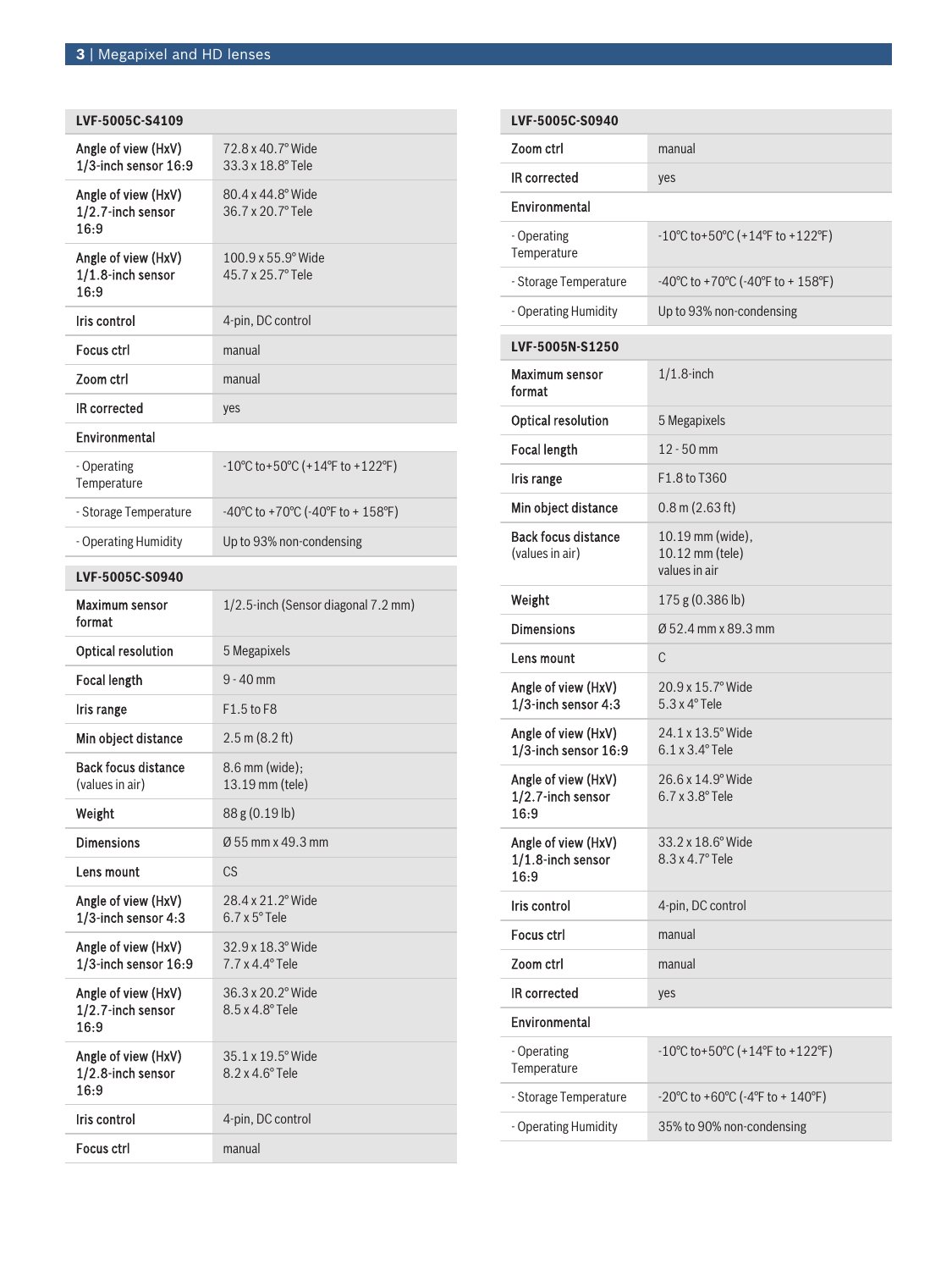| LVF-5005C-S4109 | |
|---|---|
| Angle of view (HxV) 1/3-inch sensor 16:9 | 72.8 x 40.7° Wide<br>33.3 x 18.8° Tele |
| Angle of view (HxV) 1/2.7-inch sensor 16:9 | 80.4 x 44.8° Wide<br>36.7 x 20.7° Tele |
| Angle of view (HxV) 1/1.8-inch sensor 16:9 | 100.9 x 55.9° Wide<br>45.7 x 25.7° Tele |
| Iris control | 4-pin, DC control |
| Focus ctrl | manual |
| Zoom ctrl | manual |
| IR corrected | yes |
| Environmental | |
| - Operating Temperature | -10°C to+50°C (+14°F to +122°F) |
| - Storage Temperature | -40°C to +70°C (-40°F to + 158°F) |
| - Operating Humidity | Up to 93% non-condensing |

| LVF-5005C-S0940 | |
|---|---|
| Maximum sensor format | 1/2.5-inch (Sensor diagonal 7.2 mm) |
| Optical resolution | 5 Megapixels |
| Focal length | 9 - 40 mm |
| Iris range | F1.5 to F8 |
| Min object distance | 2.5 m (8.2 ft) |
| Back focus distance (values in air) | 8.6 mm (wide);<br>13.19 mm (tele) |
| Weight | 88 g (0.19 lb) |
| Dimensions | Ø 55 mm x 49.3 mm |
| Lens mount | CS |
| Angle of view (HxV) 1/3-inch sensor 4:3 | 28.4 x 21.2° Wide<br>6.7 x 5° Tele |
| Angle of view (HxV) 1/3-inch sensor 16:9 | 32.9 x 18.3° Wide<br>7.7 x 4.4° Tele |
| Angle of view (HxV) 1/2.7-inch sensor 16:9 | 36.3 x 20.2° Wide<br>8.5 x 4.8° Tele |
| Angle of view (HxV) 1/2.8-inch sensor 16:9 | 35.1 x 19.5° Wide<br>8.2 x 4.6° Tele |
| Iris control | 4-pin, DC control |
| Focus ctrl | manual |
| Zoom ctrl | manual |
| IR corrected | yes |
| Environmental | |
| - Operating Temperature | -10°C to+50°C (+14°F to +122°F) |
| - Storage Temperature | -40°C to +70°C (-40°F to + 158°F) |
| - Operating Humidity | Up to 93% non-condensing |

| LVF-5005N-S1250 | |
|---|---|
| Maximum sensor format | 1/1.8-inch |
| Optical resolution | 5 Megapixels |
| Focal length | 12 - 50 mm |
| Iris range | F1.8 to T360 |
| Min object distance | 0.8 m (2.63 ft) |
| Back focus distance (values in air) | 10.19 mm (wide),<br>10.12 mm (tele)<br>values in air |
| Weight | 175 g (0.386 lb) |
| Dimensions | Ø 52.4 mm x 89.3 mm |
| Lens mount | C |
| Angle of view (HxV) 1/3-inch sensor 4:3 | 20.9 x 15.7° Wide<br>5.3 x 4° Tele |
| Angle of view (HxV) 1/3-inch sensor 16:9 | 24.1 x 13.5° Wide<br>6.1 x 3.4° Tele |
| Angle of view (HxV) 1/2.7-inch sensor 16:9 | 26.6 x 14.9° Wide<br>6.7 x 3.8° Tele |
| Angle of view (HxV) 1/1.8-inch sensor 16:9 | 33.2 x 18.6° Wide<br>8.3 x 4.7° Tele |
| Iris control | 4-pin, DC control |
| Focus ctrl | manual |
| Zoom ctrl | manual |
| IR corrected | yes |
| Environmental | |
| - Operating Temperature | -10°C to+50°C (+14°F to +122°F) |
| - Storage Temperature | -20°C to +60°C (-4°F to + 140°F) |
| - Operating Humidity | 35% to 90% non-condensing |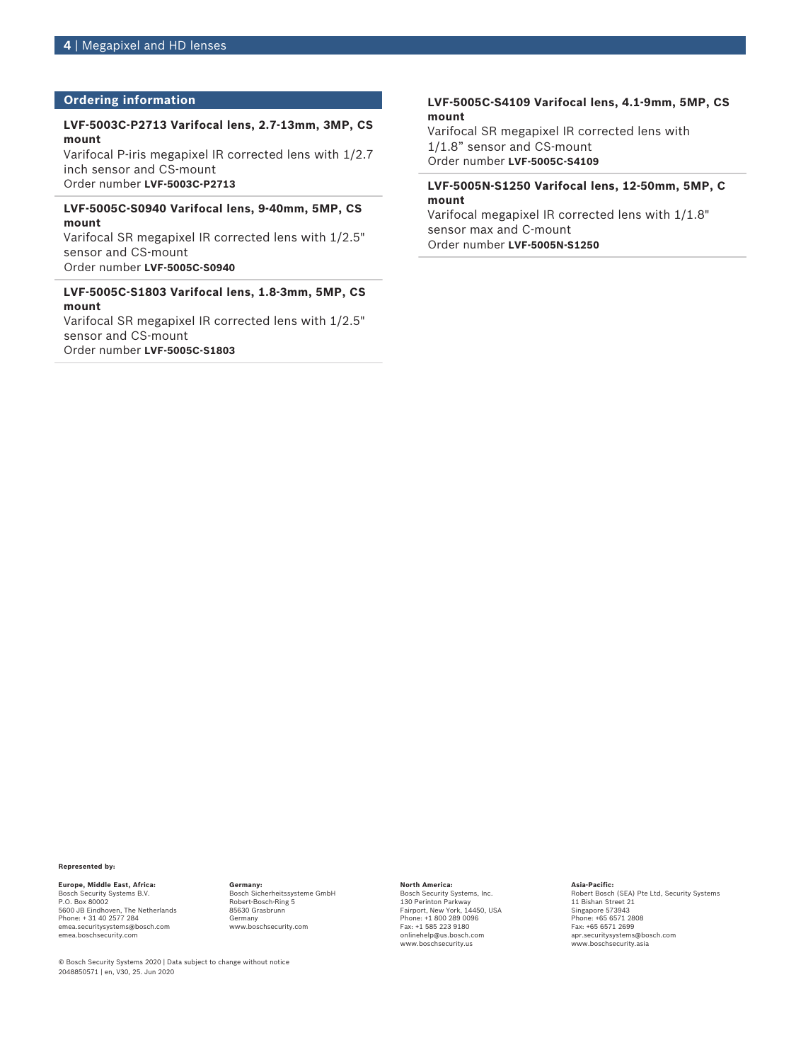## Ordering information

**LVF-5003C-P2713 Varifocal lens, 2.7-13mm, 3MP, CS mount**

Varifocal P-iris megapixel IR corrected lens with 1/2.7 inch sensor and CS-mount

Order number **LVF-5003C-P2713**

**LVF-5005C-S0940 Varifocal lens, 9-40mm, 5MP, CS mount**

Varifocal SR megapixel IR corrected lens with 1/2.5" sensor and CS-mount

Order number **LVF-5005C-S0940**

**LVF-5005C-S1803 Varifocal lens, 1.8-3mm, 5MP, CS mount**

Varifocal SR megapixel IR corrected lens with 1/2.5" sensor and CS-mount

Order number **LVF-5005C-S1803**

**LVF-5005C-S4109 Varifocal lens, 4.1-9mm, 5MP, CS mount**

Varifocal SR megapixel IR corrected lens with 1/1.8” sensor and CS-mount

Order number **LVF-5005C-S4109**

**LVF-5005N-S1250 Varifocal lens, 12-50mm, 5MP, C mount**

Varifocal megapixel IR corrected lens with 1/1.8" sensor max and C-mount

Order number **LVF-5005N-S1250**

**Represented by:**

**Europe, Middle East, Africa:**
Bosch Security Systems B.V.
P.O. Box 80002
5600 JB Eindhoven, The Netherlands
Phone: + 31 40 2577 284
emea.securitysystems@bosch.com
emea.boschsecurity.com

**Germany:**
Bosch Sicherheitssysteme GmbH
Robert-Bosch-Ring 5
85630 Grasbrunn
Germany
www.boschsecurity.com

**North America:**
Bosch Security Systems, Inc.
130 Perinton Parkway
Fairport, New York, 14450, USA
Phone: +1 800 289 0096
Fax: +1 585 223 9180
onlinehelp@us.bosch.com
www.boschsecurity.us

**Asia-Pacific:**
Robert Bosch (SEA) Pte Ltd, Security Systems
11 Bishan Street 21
Singapore 573943
Phone: +65 6571 2808
Fax: +65 6571 2699
apr.securitysystems@bosch.com
www.boschsecurity.asia

© Bosch Security Systems 2020 | Data subject to change without notice
2048850571 | en, V30, 25. Jun 2020